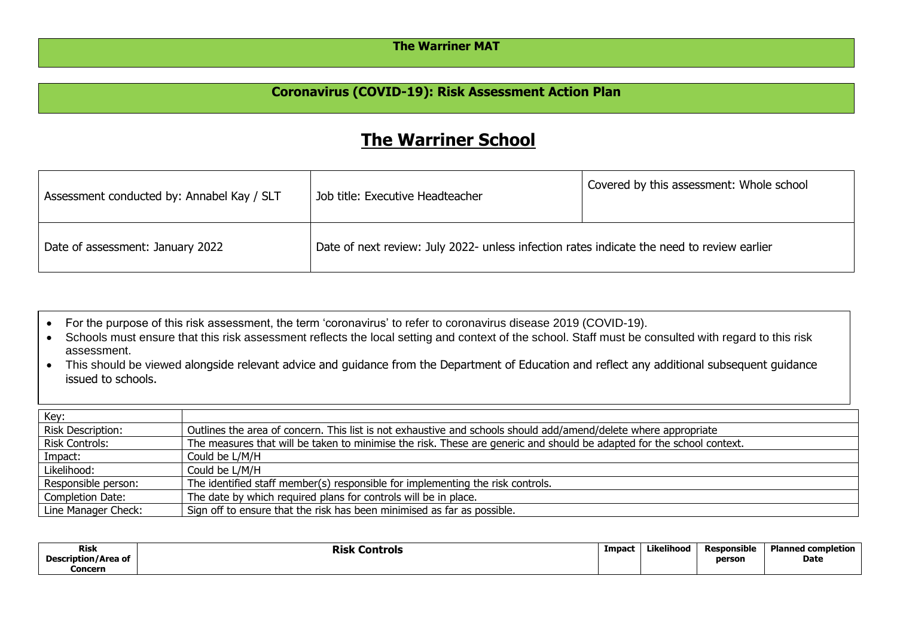**The Warriner MAT**

**Coronavirus (COVID-19): Risk Assessment Action Plan**

# The Warriner School

| Assessment conducted by: Annabel Kay / SLT | Job title: Executive Headteacher | Covered by this assessment: Whole school |
|---|---|---|
| Date of assessment: January 2022 | Date of next review: July 2022- unless infection rates indicate the need to review earlier | |

- For the purpose of this risk assessment, the term 'coronavirus' to refer to coronavirus disease 2019 (COVID-19).
- Schools must ensure that this risk assessment reflects the local setting and context of the school. Staff must be consulted with regard to this risk assessment.
- This should be viewed alongside relevant advice and guidance from the Department of Education and reflect any additional subsequent guidance issued to schools.

| Key: | |
|---|---|
| Risk Description: | Outlines the area of concern. This list is not exhaustive and schools should add/amend/delete where appropriate |
| Risk Controls: | The measures that will be taken to minimise the risk. These are generic and should be adapted for the school context. |
| Impact: | Could be L/M/H |
| Likelihood: | Could be L/M/H |
| Responsible person: | The identified staff member(s) responsible for implementing the risk controls. |
| Completion Date: | The date by which required plans for controls will be in place. |
| Line Manager Check: | Sign off to ensure that the risk has been minimised as far as possible. |

| Risk Description/Area of Concern | Risk Controls | Impact | Likelihood | Responsible person | Planned completion Date |
|---|---|---|---|---|---|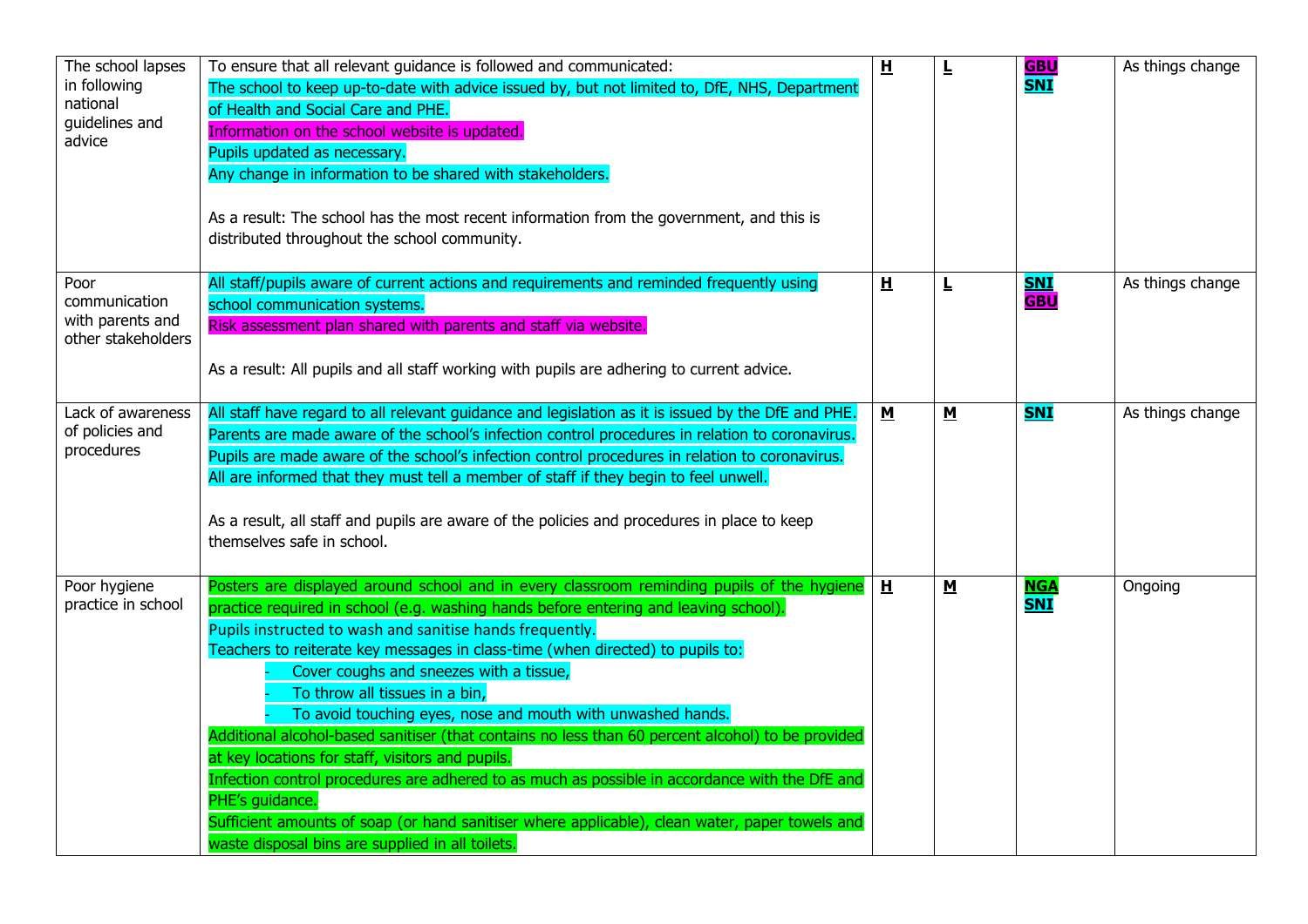| | | | | | |
|---|---|---|---|---|---|
| The school lapses in following national guidelines and advice | To ensure that all relevant guidance is followed and communicated:<br>The school to keep up-to-date with advice issued by, but not limited to, DfE, NHS, Department of Health and Social Care and PHE.<br>Information on the school website is updated.<br>Pupils updated as necessary.<br>Any change in information to be shared with stakeholders.<br><br>As a result: The school has the most recent information from the government, and this is distributed throughout the school community. | **H** | **L** | **GBU**<br>**SNI** | As things change |
| Poor communication with parents and other stakeholders | All staff/pupils aware of current actions and requirements and reminded frequently using school communication systems.<br>Risk assessment plan shared with parents and staff via website.<br><br>As a result: All pupils and all staff working with pupils are adhering to current advice. | **H** | **L** | **SNI**<br>**GBU** | As things change |
| Lack of awareness of policies and procedures | All staff have regard to all relevant guidance and legislation as it is issued by the DfE and PHE.<br>Parents are made aware of the school's infection control procedures in relation to coronavirus.<br>Pupils are made aware of the school's infection control procedures in relation to coronavirus.<br>All are informed that they must tell a member of staff if they begin to feel unwell.<br><br>As a result, all staff and pupils are aware of the policies and procedures in place to keep themselves safe in school. | **M** | **M** | **SNI** | As things change |
| Poor hygiene practice in school | Posters are displayed around school and in every classroom reminding pupils of the hygiene practice required in school (e.g. washing hands before entering and leaving school).<br>Pupils instructed to wash and sanitise hands frequently.<br>Teachers to reiterate key messages in class-time (when directed) to pupils to:<br>- Cover coughs and sneezes with a tissue,<br>- To throw all tissues in a bin,<br>- To avoid touching eyes, nose and mouth with unwashed hands.<br>Additional alcohol-based sanitiser (that contains no less than 60 percent alcohol) to be provided at key locations for staff, visitors and pupils.<br>Infection control procedures are adhered to as much as possible in accordance with the DfE and PHE's guidance.<br>Sufficient amounts of soap (or hand sanitiser where applicable), clean water, paper towels and waste disposal bins are supplied in all toilets. | **H** | **M** | **NGA**<br>**SNI** | Ongoing |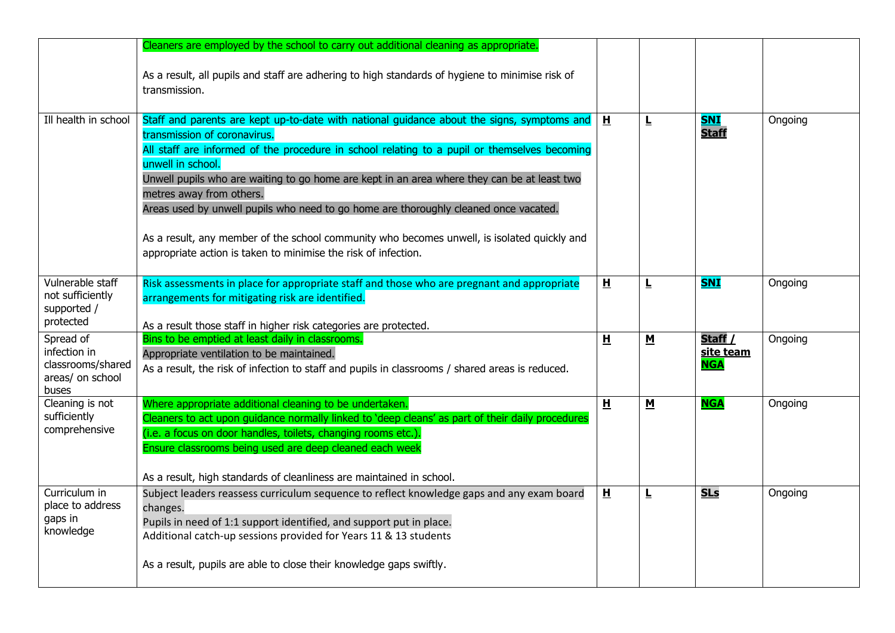| | | | | | |
|---|---|---|---|---|---|
| | Cleaners are employed by the school to carry out additional cleaning as appropriate.<br><br>As a result, all pupils and staff are adhering to high standards of hygiene to minimise risk of transmission. | | | | |
| Ill health in school | Staff and parents are kept up-to-date with national guidance about the signs, symptoms and transmission of coronavirus.<br>All staff are informed of the procedure in school relating to a pupil or themselves becoming unwell in school.<br>Unwell pupils who are waiting to go home are kept in an area where they can be at least two metres away from others.<br>Areas used by unwell pupils who need to go home are thoroughly cleaned once vacated.<br><br>As a result, any member of the school community who becomes unwell, is isolated quickly and appropriate action is taken to minimise the risk of infection. | **H** | **L** | **SNI**<br>**Staff** | Ongoing |
| Vulnerable staff not sufficiently supported / protected | Risk assessments in place for appropriate staff and those who are pregnant and appropriate arrangements for mitigating risk are identified.<br><br>As a result those staff in higher risk categories are protected. | **H** | **L** | **SNI** | Ongoing |
| Spread of infection in classrooms/shared areas/ on school buses | Bins to be emptied at least daily in classrooms.<br>Appropriate ventilation to be maintained.<br>As a result, the risk of infection to staff and pupils in classrooms / shared areas is reduced. | **H** | **M** | **Staff / site team**<br>**NGA** | Ongoing |
| Cleaning is not sufficiently comprehensive | Where appropriate additional cleaning to be undertaken.<br>Cleaners to act upon guidance normally linked to 'deep cleans' as part of their daily procedures (i.e. a focus on door handles, toilets, changing rooms etc.).<br>Ensure classrooms being used are deep cleaned each week<br><br>As a result, high standards of cleanliness are maintained in school. | **H** | **M** | **NGA** | Ongoing |
| Curriculum in place to address gaps in knowledge | Subject leaders reassess curriculum sequence to reflect knowledge gaps and any exam board changes.<br>Pupils in need of 1:1 support identified, and support put in place.<br>Additional catch-up sessions provided for Years 11 & 13 students<br><br>As a result, pupils are able to close their knowledge gaps swiftly. | **H** | **L** | **SLs** | Ongoing |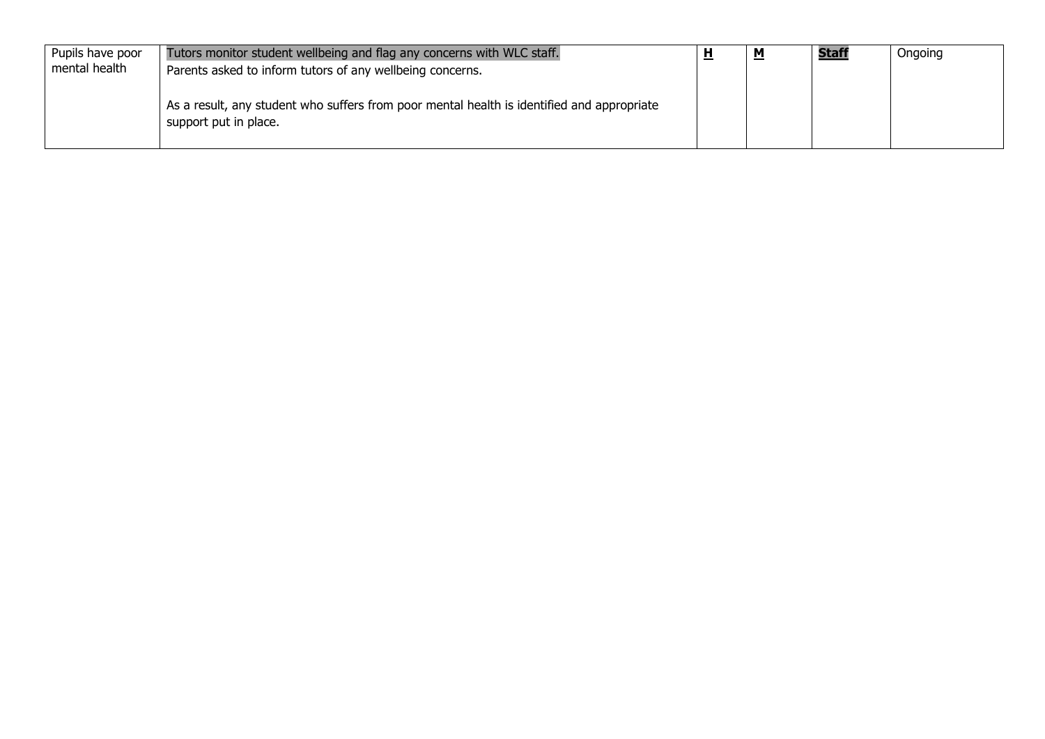| | | | | | |
|---|---|---|---|---|---|
| Pupils have poor mental health | Tutors monitor student wellbeing and flag any concerns with WLC staff.<br>Parents asked to inform tutors of any wellbeing concerns.<br><br>As a result, any student who suffers from poor mental health is identified and appropriate support put in place. | **H** | **M** | **Staff** | Ongoing |